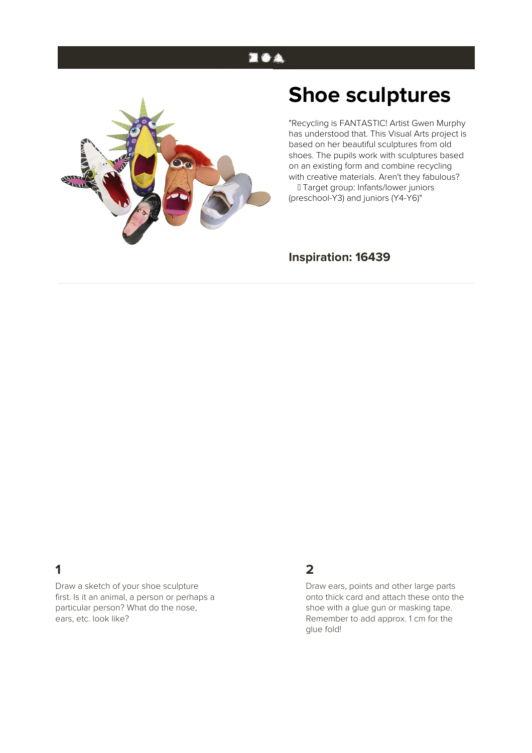# Shoe sculptures

"Recycling is FANTASTIC! Artist Gwen Murphy has understood that. This Visual Arts project is based on her beautiful sculptures from old shoes. The pupils work with sculptures based on an existing form and combine recycling with creative materials. Aren't they fabulous?
 Target group: Infants/lower juniors (preschool-Y3) and juniors (Y4-Y6)"

## Inspiration: 16439

### 1

Draw a sketch of your shoe sculpture first. Is it an animal, a person or perhaps a particular person? What do the nose, ears, etc. look like?

### 2

Draw ears, points and other large parts onto thick card and attach these onto the shoe with a glue gun or masking tape. Remember to add approx. 1 cm for the glue fold!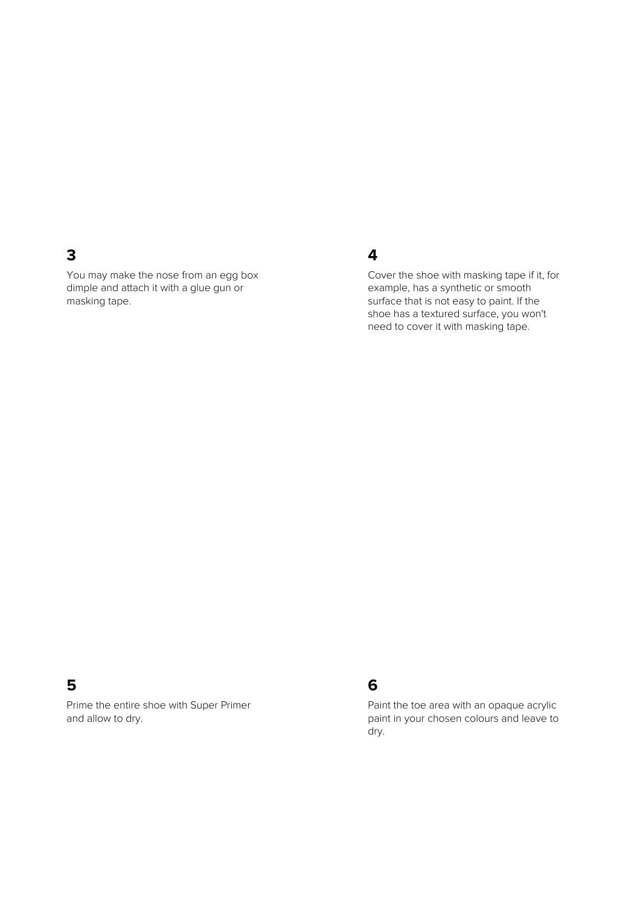## 3

You may make the nose from an egg box dimple and attach it with a glue gun or masking tape.

## 4

Cover the shoe with masking tape if it, for example, has a synthetic or smooth surface that is not easy to paint. If the shoe has a textured surface, you won't need to cover it with masking tape.

## 5

Prime the entire shoe with Super Primer and allow to dry.

## 6

Paint the toe area with an opaque acrylic paint in your chosen colours and leave to dry.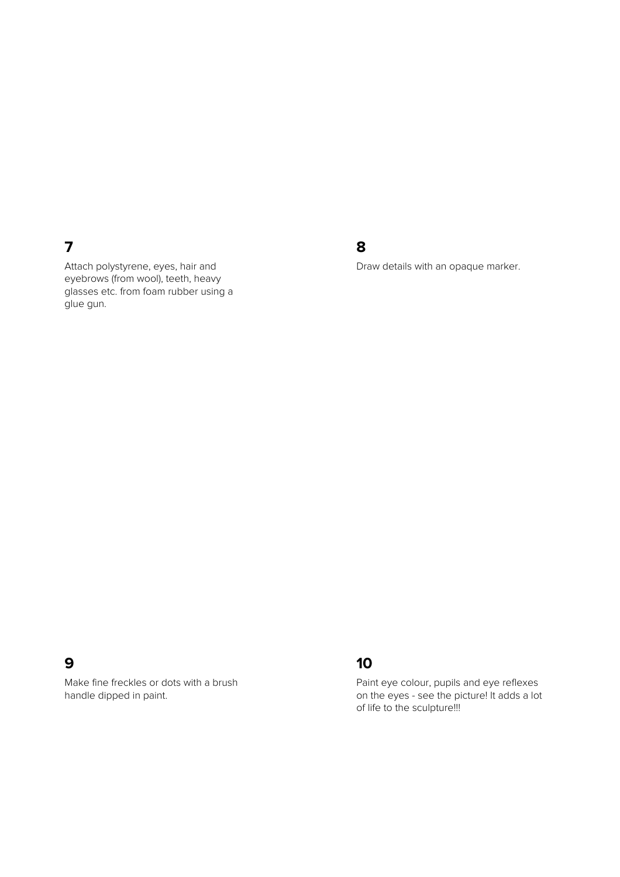## 7

Attach polystyrene, eyes, hair and eyebrows (from wool), teeth, heavy glasses etc. from foam rubber using a glue gun.

## 8

Draw details with an opaque marker.

## 9

Make fine freckles or dots with a brush handle dipped in paint.

## 10

Paint eye colour, pupils and eye reflexes on the eyes - see the picture! It adds a lot of life to the sculpture!!!